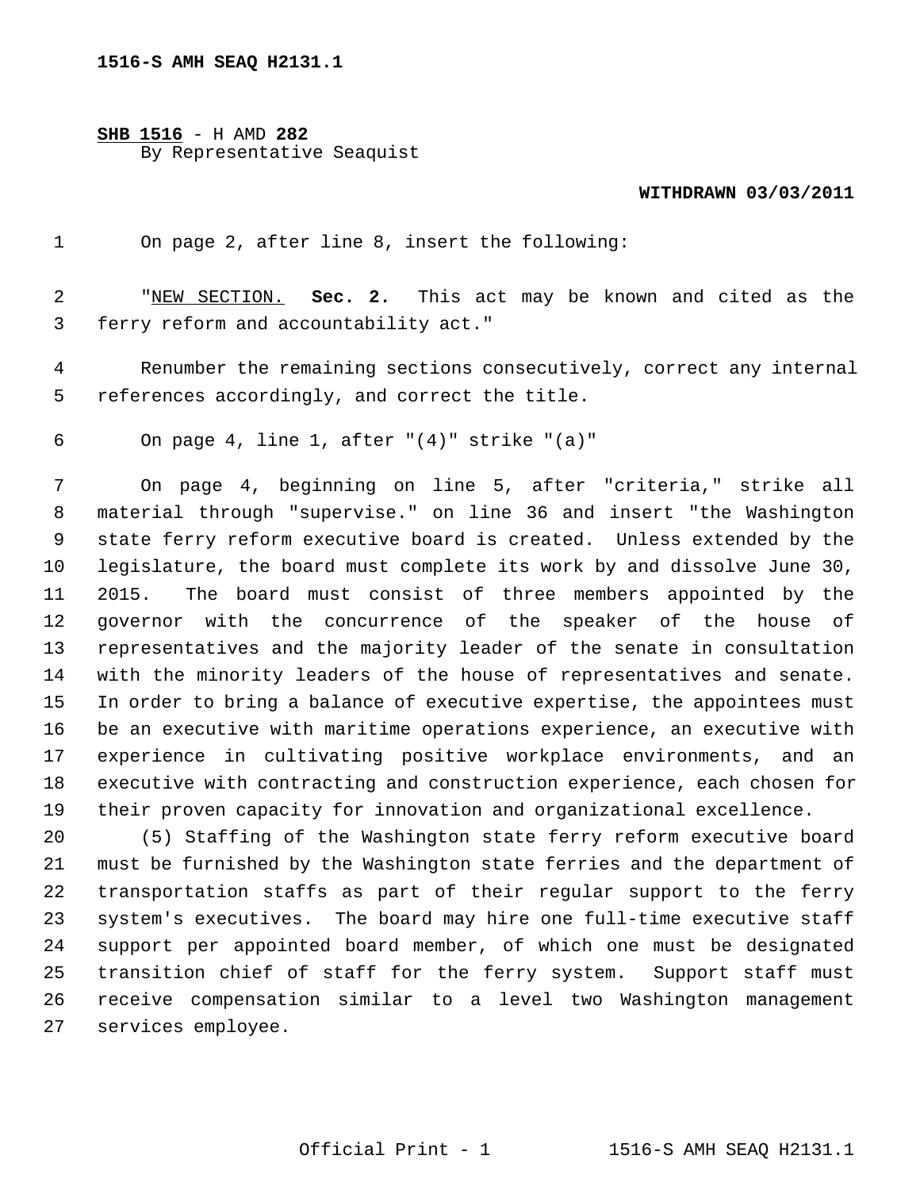**SHB 1516** - H AMD **282**
By Representative Seaquist

**WITHDRAWN 03/03/2011**

On page 2, after line 8, insert the following:

"NEW SECTION. **Sec. 2.** This act may be known and cited as the ferry reform and accountability act."

Renumber the remaining sections consecutively, correct any internal references accordingly, and correct the title.

On page 4, line 1, after "(4)" strike "(a)"

On page 4, beginning on line 5, after "criteria," strike all material through "supervise." on line 36 and insert "the Washington state ferry reform executive board is created. Unless extended by the legislature, the board must complete its work by and dissolve June 30, 2015. The board must consist of three members appointed by the governor with the concurrence of the speaker of the house of representatives and the majority leader of the senate in consultation with the minority leaders of the house of representatives and senate. In order to bring a balance of executive expertise, the appointees must be an executive with maritime operations experience, an executive with experience in cultivating positive workplace environments, and an executive with contracting and construction experience, each chosen for their proven capacity for innovation and organizational excellence.

(5) Staffing of the Washington state ferry reform executive board must be furnished by the Washington state ferries and the department of transportation staffs as part of their regular support to the ferry system's executives. The board may hire one full-time executive staff support per appointed board member, of which one must be designated transition chief of staff for the ferry system. Support staff must receive compensation similar to a level two Washington management services employee.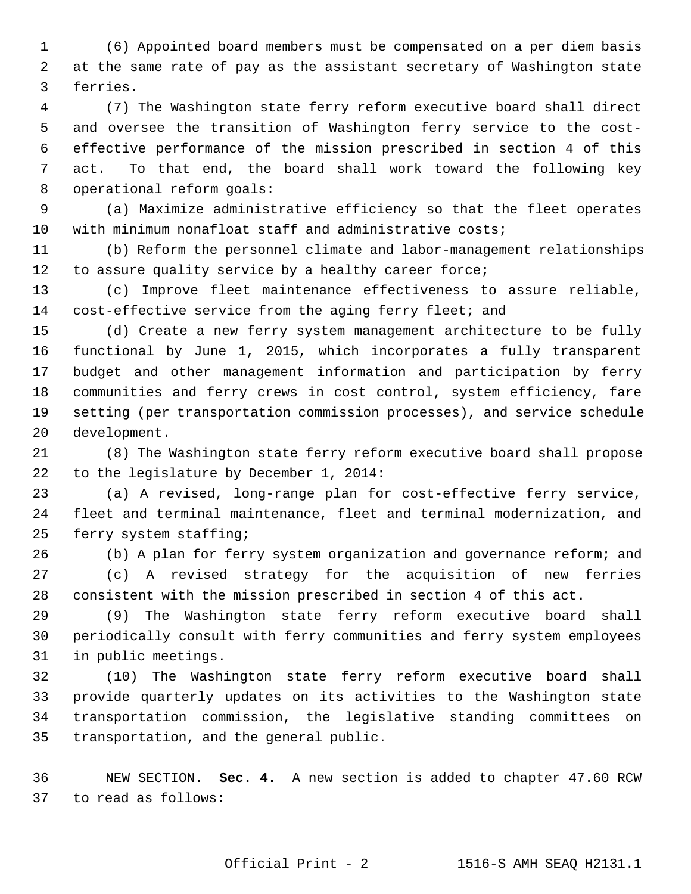(6) Appointed board members must be compensated on a per diem basis at the same rate of pay as the assistant secretary of Washington state ferries.

(7) The Washington state ferry reform executive board shall direct and oversee the transition of Washington ferry service to the cost-effective performance of the mission prescribed in section 4 of this act. To that end, the board shall work toward the following key operational reform goals:

(a) Maximize administrative efficiency so that the fleet operates with minimum nonfloat staff and administrative costs;

(b) Reform the personnel climate and labor-management relationships to assure quality service by a healthy career force;

(c) Improve fleet maintenance effectiveness to assure reliable, cost-effective service from the aging ferry fleet; and

(d) Create a new ferry system management architecture to be fully functional by June 1, 2015, which incorporates a fully transparent budget and other management information and participation by ferry communities and ferry crews in cost control, system efficiency, fare setting (per transportation commission processes), and service schedule development.

(8) The Washington state ferry reform executive board shall propose to the legislature by December 1, 2014:

(a) A revised, long-range plan for cost-effective ferry service, fleet and terminal maintenance, fleet and terminal modernization, and ferry system staffing;

(b) A plan for ferry system organization and governance reform; and

(c) A revised strategy for the acquisition of new ferries consistent with the mission prescribed in section 4 of this act.

(9) The Washington state ferry reform executive board shall periodically consult with ferry communities and ferry system employees in public meetings.

(10) The Washington state ferry reform executive board shall provide quarterly updates on its activities to the Washington state transportation commission, the legislative standing committees on transportation, and the general public.

NEW SECTION. **Sec. 4.** A new section is added to chapter 47.60 RCW to read as follows: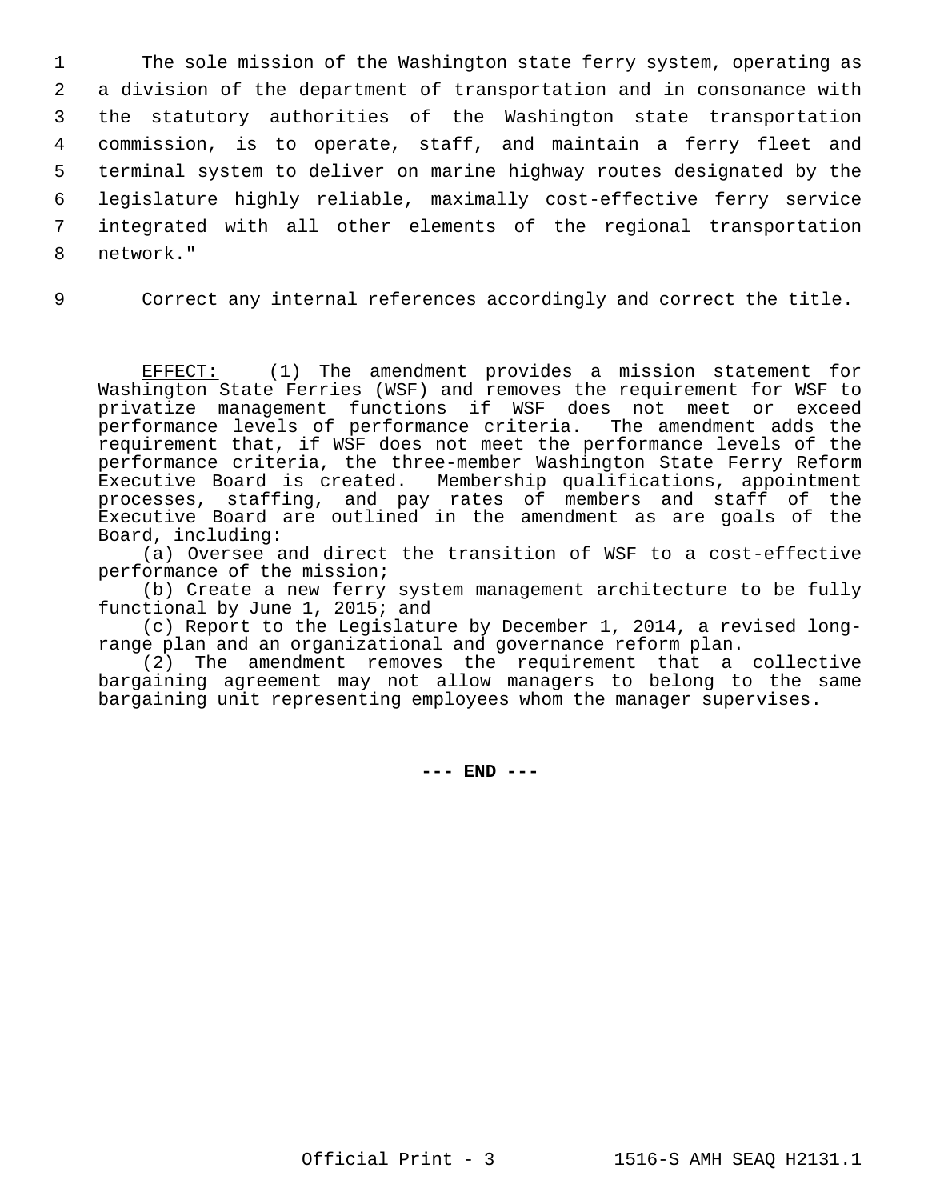The sole mission of the Washington state ferry system, operating as a division of the department of transportation and in consonance with the statutory authorities of the Washington state transportation commission, is to operate, staff, and maintain a ferry fleet and terminal system to deliver on marine highway routes designated by the legislature highly reliable, maximally cost-effective ferry service integrated with all other elements of the regional transportation network."

Correct any internal references accordingly and correct the title.

EFFECT: (1) The amendment provides a mission statement for Washington State Ferries (WSF) and removes the requirement for WSF to privatize management functions if WSF does not meet or exceed performance levels of performance criteria. The amendment adds the requirement that, if WSF does not meet the performance levels of the performance criteria, the three-member Washington State Ferry Reform Executive Board is created. Membership qualifications, appointment processes, staffing, and pay rates of members and staff of the Executive Board are outlined in the amendment as are goals of the Board, including:

(a) Oversee and direct the transition of WSF to a cost-effective performance of the mission;

(b) Create a new ferry system management architecture to be fully functional by June 1, 2015; and

(c) Report to the Legislature by December 1, 2014, a revised long-range plan and an organizational and governance reform plan.

(2) The amendment removes the requirement that a collective bargaining agreement may not allow managers to belong to the same bargaining unit representing employees whom the manager supervises.

**--- END ---**